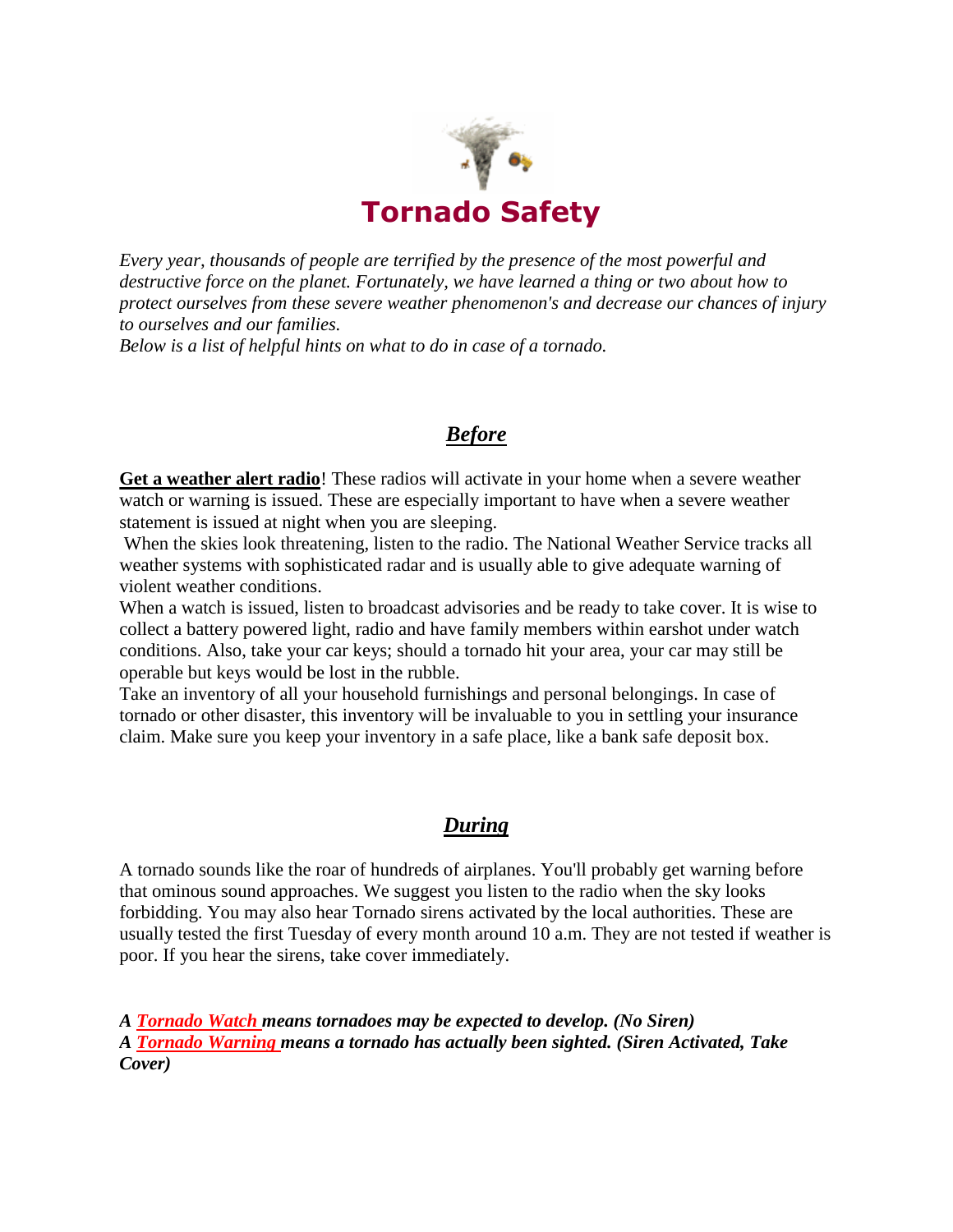# Tornado Safety

*Every year, thousands of people are terrified by the presence of the most powerful and destructive force on the planet. Fortunately, we have learned a thing or two about how to protect ourselves from these severe weather phenomenon's and decrease our chances of injury to ourselves and our families.*
*Below is a list of helpful hints on what to do in case of a tornado.*

## ***Before***

**Get a weather alert radio**! These radios will activate in your home when a severe weather watch or warning is issued. These are especially important to have when a severe weather statement is issued at night when you are sleeping.

When the skies look threatening, listen to the radio. The National Weather Service tracks all weather systems with sophisticated radar and is usually able to give adequate warning of violent weather conditions.

When a watch is issued, listen to broadcast advisories and be ready to take cover. It is wise to collect a battery powered light, radio and have family members within earshot under watch conditions. Also, take your car keys; should a tornado hit your area, your car may still be operable but keys would be lost in the rubble.

Take an inventory of all your household furnishings and personal belongings. In case of tornado or other disaster, this inventory will be invaluable to you in settling your insurance claim. Make sure you keep your inventory in a safe place, like a bank safe deposit box.

## ***During***

A tornado sounds like the roar of hundreds of airplanes. You'll probably get warning before that ominous sound approaches. We suggest you listen to the radio when the sky looks forbidding. You may also hear Tornado sirens activated by the local authorities. These are usually tested the first Tuesday of every month around 10 a.m. They are not tested if weather is poor. If you hear the sirens, take cover immediately.

***A Tornado Watch means tornadoes may be expected to develop. (No Siren)***
***A Tornado Warning means a tornado has actually been sighted. (Siren Activated, Take Cover)***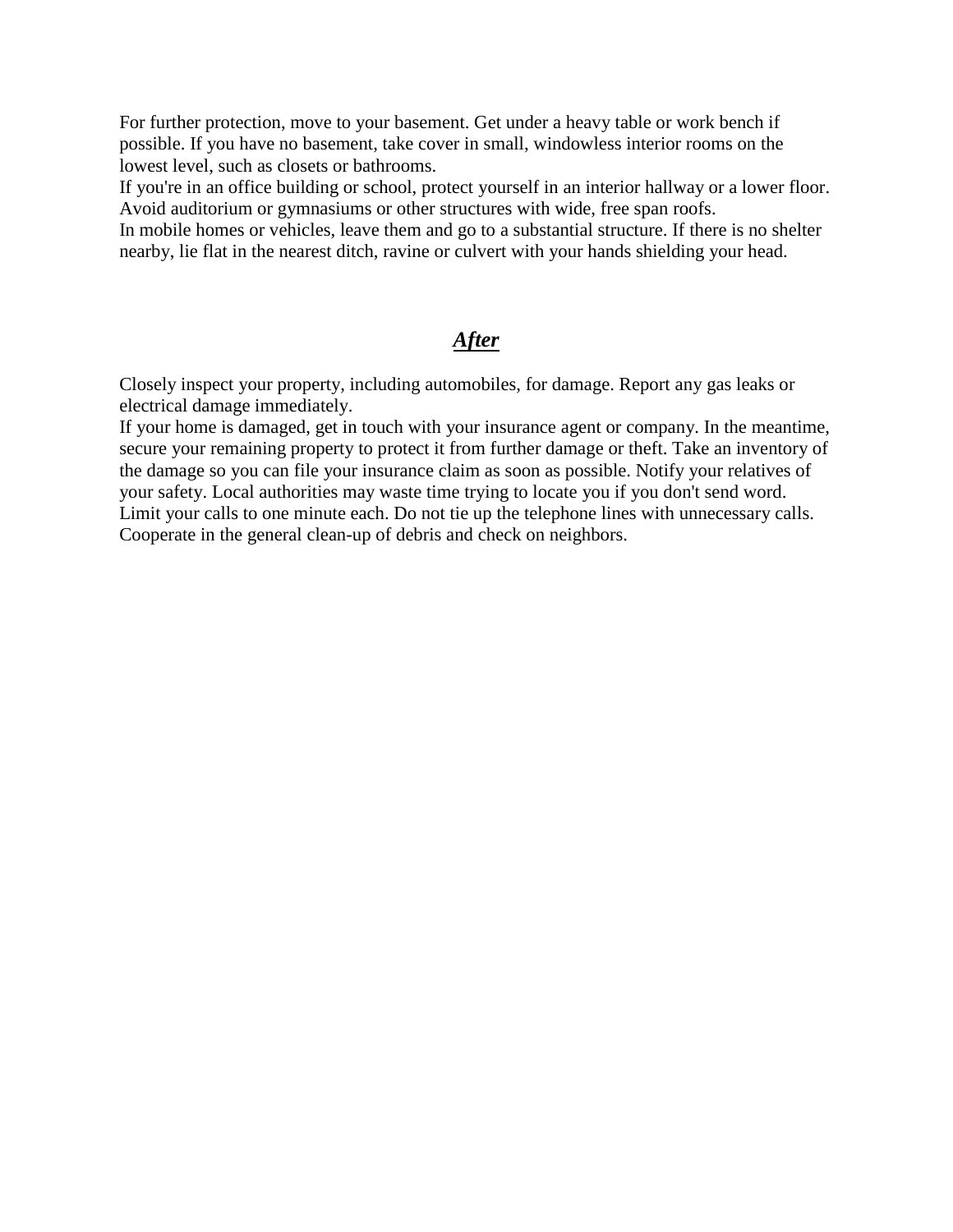For further protection, move to your basement. Get under a heavy table or work bench if possible. If you have no basement, take cover in small, windowless interior rooms on the lowest level, such as closets or bathrooms.
If you're in an office building or school, protect yourself in an interior hallway or a lower floor. Avoid auditorium or gymnasiums or other structures with wide, free span roofs.
In mobile homes or vehicles, leave them and go to a substantial structure. If there is no shelter nearby, lie flat in the nearest ditch, ravine or culvert with your hands shielding your head.

## ***After***

Closely inspect your property, including automobiles, for damage. Report any gas leaks or electrical damage immediately.
If your home is damaged, get in touch with your insurance agent or company. In the meantime, secure your remaining property to protect it from further damage or theft. Take an inventory of the damage so you can file your insurance claim as soon as possible. Notify your relatives of your safety. Local authorities may waste time trying to locate you if you don't send word.
Limit your calls to one minute each. Do not tie up the telephone lines with unnecessary calls.
Cooperate in the general clean-up of debris and check on neighbors.